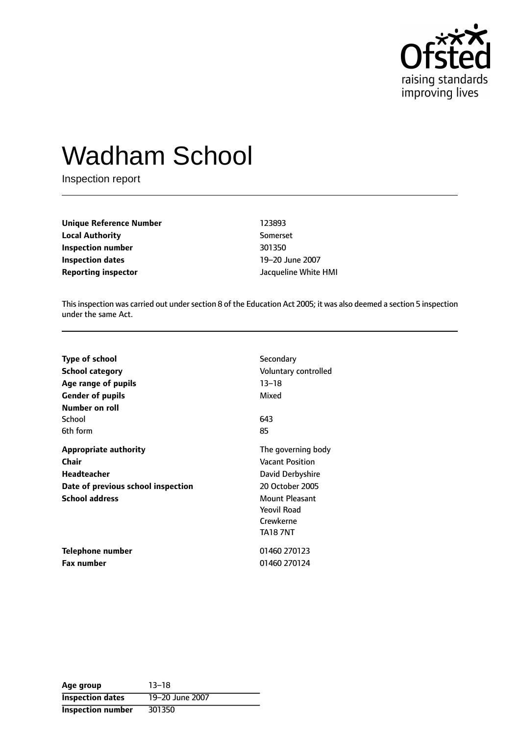# Wadham School

Inspection report

| | |
|---|---|
| **Unique Reference Number** | 123893 |
| **Local Authority** | Somerset |
| **Inspection number** | 301350 |
| **Inspection dates** | 19–20 June 2007 |
| **Reporting inspector** | Jacqueline White HMI |

This inspection was carried out under section 8 of the Education Act 2005; it was also deemed a section 5 inspection under the same Act.

| | |
|---|---|
| **Type of school** | Secondary |
| **School category** | Voluntary controlled |
| **Age range of pupils** | 13–18 |
| **Gender of pupils** | Mixed |
| **Number on roll** | |
| School | 643 |
| 6th form | 85 |
| **Appropriate authority** | The governing body |
| **Chair** | Vacant Position |
| **Headteacher** | David Derbyshire |
| **Date of previous school inspection** | 20 October 2005 |
| **School address** | Mount Pleasant<br>Yeovil Road<br>Crewkerne<br>TA18 7NT |
| **Telephone number** | 01460 270123 |
| **Fax number** | 01460 270124 |

| | |
|---|---|
| **Age group** | 13–18 |
| **Inspection dates** | 19–20 June 2007 |
| **Inspection number** | 301350 |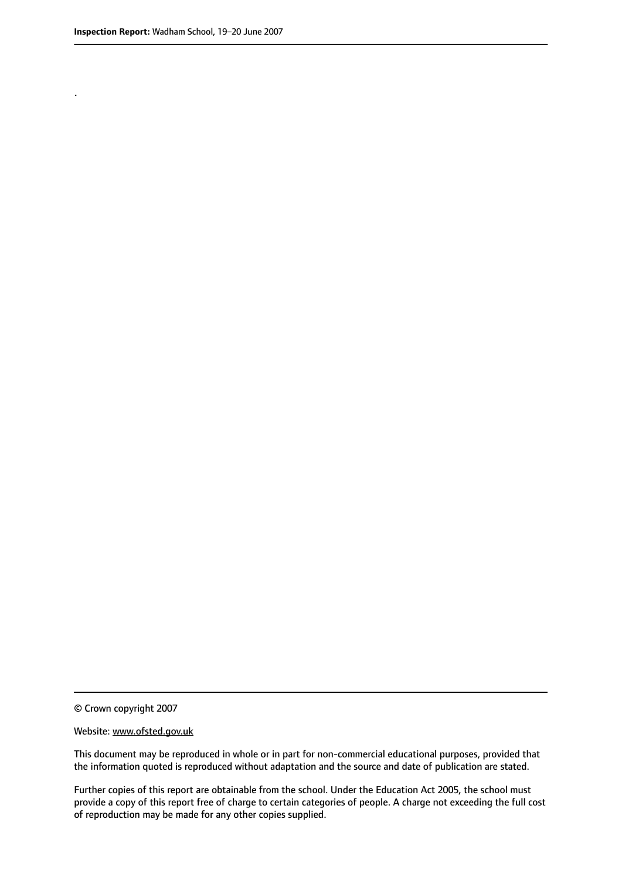.

© Crown copyright 2007

Website: www.ofsted.gov.uk

This document may be reproduced in whole or in part for non-commercial educational purposes, provided that the information quoted is reproduced without adaptation and the source and date of publication are stated.

Further copies of this report are obtainable from the school. Under the Education Act 2005, the school must provide a copy of this report free of charge to certain categories of people. A charge not exceeding the full cost of reproduction may be made for any other copies supplied.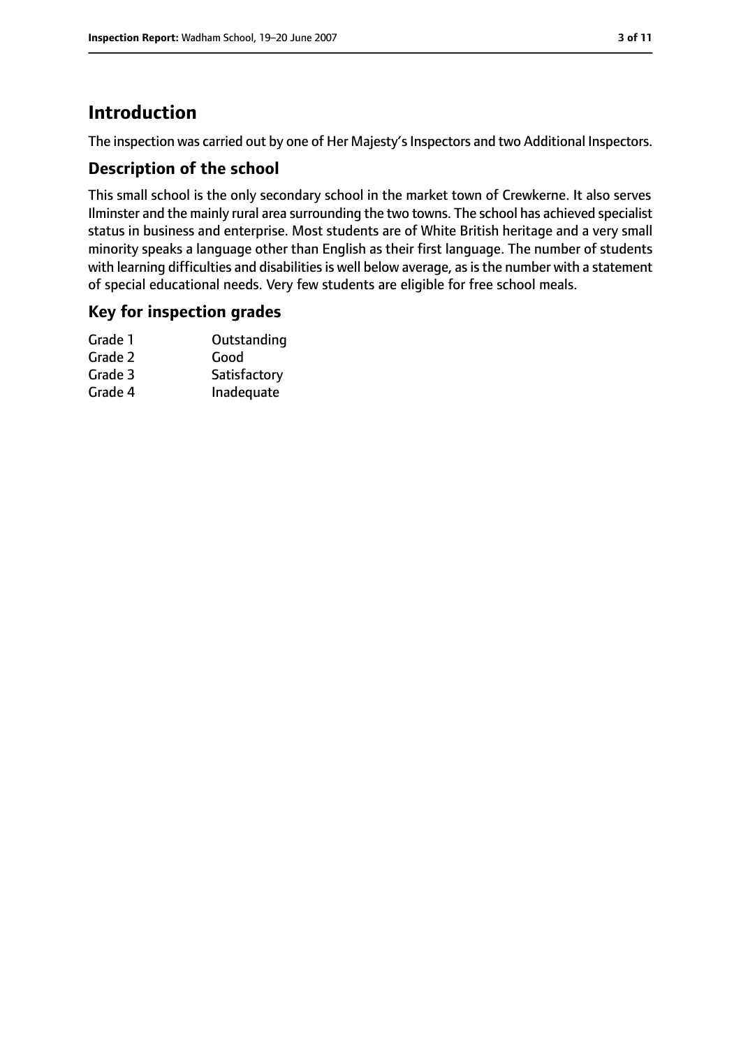# Introduction

The inspection was carried out by one of Her Majesty's Inspectors and two Additional Inspectors.

## Description of the school

This small school is the only secondary school in the market town of Crewkerne. It also serves Ilminster and the mainly rural area surrounding the two towns. The school has achieved specialist status in business and enterprise. Most students are of White British heritage and a very small minority speaks a language other than English as their first language. The number of students with learning difficulties and disabilities is well below average, as is the number with a statement of special educational needs. Very few students are eligible for free school meals.

## Key for inspection grades

| | |
|---|---|
| Grade 1 | Outstanding |
| Grade 2 | Good |
| Grade 3 | Satisfactory |
| Grade 4 | Inadequate |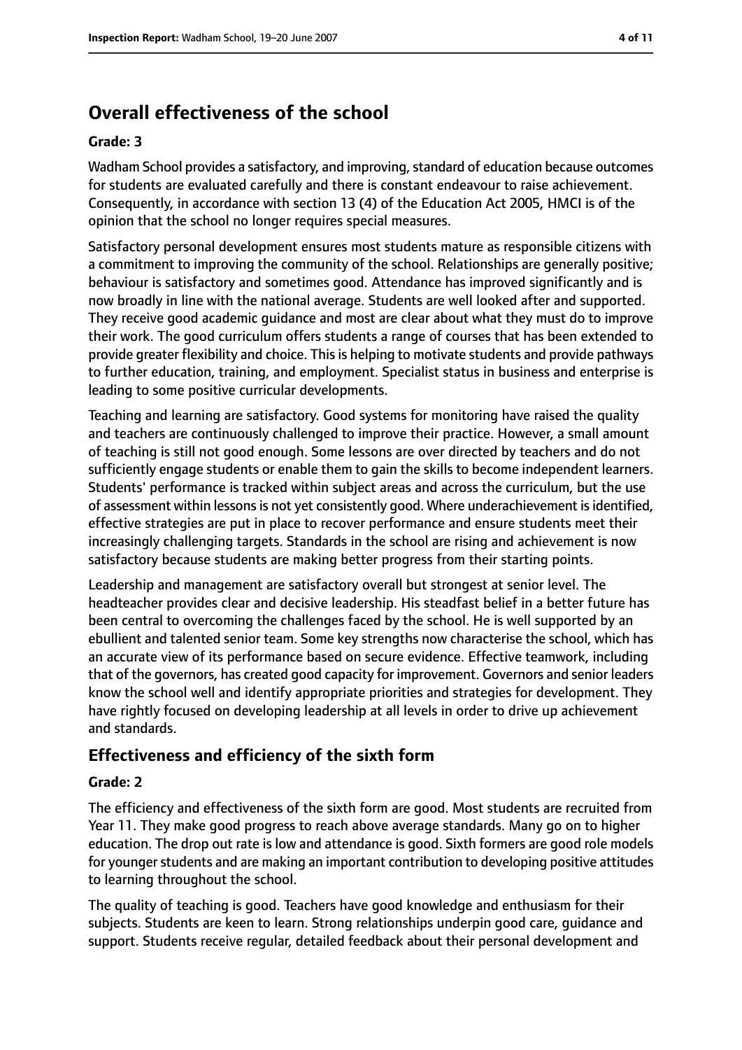## Overall effectiveness of the school

### Grade: 3

Wadham School provides a satisfactory, and improving, standard of education because outcomes for students are evaluated carefully and there is constant endeavour to raise achievement. Consequently, in accordance with section 13 (4) of the Education Act 2005, HMCI is of the opinion that the school no longer requires special measures.

Satisfactory personal development ensures most students mature as responsible citizens with a commitment to improving the community of the school. Relationships are generally positive; behaviour is satisfactory and sometimes good. Attendance has improved significantly and is now broadly in line with the national average. Students are well looked after and supported. They receive good academic guidance and most are clear about what they must do to improve their work. The good curriculum offers students a range of courses that has been extended to provide greater flexibility and choice. This is helping to motivate students and provide pathways to further education, training, and employment. Specialist status in business and enterprise is leading to some positive curricular developments.

Teaching and learning are satisfactory. Good systems for monitoring have raised the quality and teachers are continuously challenged to improve their practice. However, a small amount of teaching is still not good enough. Some lessons are over directed by teachers and do not sufficiently engage students or enable them to gain the skills to become independent learners. Students' performance is tracked within subject areas and across the curriculum, but the use of assessment within lessons is not yet consistently good. Where underachievement is identified, effective strategies are put in place to recover performance and ensure students meet their increasingly challenging targets. Standards in the school are rising and achievement is now satisfactory because students are making better progress from their starting points.

Leadership and management are satisfactory overall but strongest at senior level. The headteacher provides clear and decisive leadership. His steadfast belief in a better future has been central to overcoming the challenges faced by the school. He is well supported by an ebullient and talented senior team. Some key strengths now characterise the school, which has an accurate view of its performance based on secure evidence. Effective teamwork, including that of the governors, has created good capacity for improvement. Governors and senior leaders know the school well and identify appropriate priorities and strategies for development. They have rightly focused on developing leadership at all levels in order to drive up achievement and standards.

## Effectiveness and efficiency of the sixth form

### Grade: 2

The efficiency and effectiveness of the sixth form are good. Most students are recruited from Year 11. They make good progress to reach above average standards. Many go on to higher education. The drop out rate is low and attendance is good. Sixth formers are good role models for younger students and are making an important contribution to developing positive attitudes to learning throughout the school.

The quality of teaching is good. Teachers have good knowledge and enthusiasm for their subjects. Students are keen to learn. Strong relationships underpin good care, guidance and support. Students receive regular, detailed feedback about their personal development and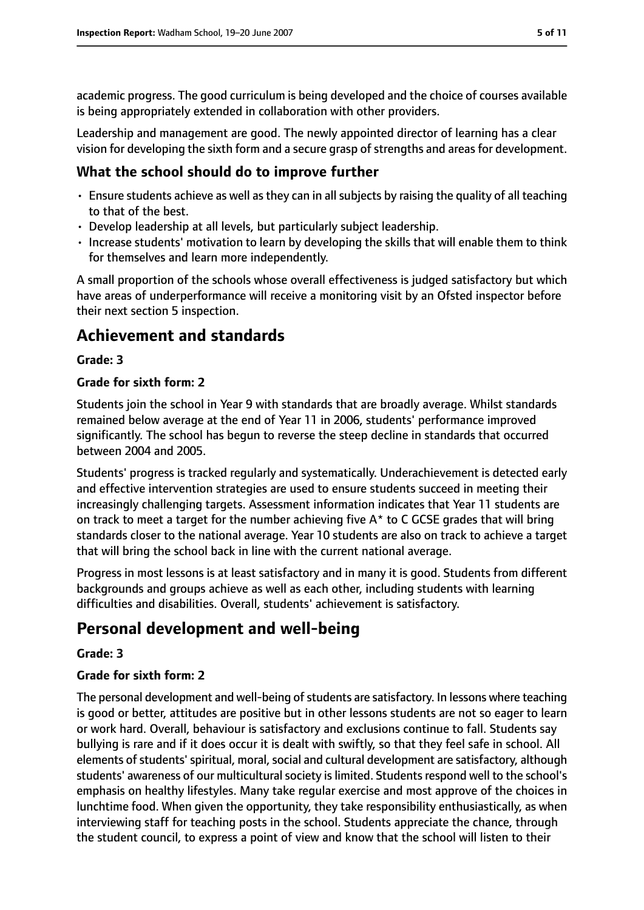academic progress. The good curriculum is being developed and the choice of courses available is being appropriately extended in collaboration with other providers.

Leadership and management are good. The newly appointed director of learning has a clear vision for developing the sixth form and a secure grasp of strengths and areas for development.

### What the school should do to improve further

- Ensure students achieve as well as they can in all subjects by raising the quality of all teaching to that of the best.
- Develop leadership at all levels, but particularly subject leadership.
- Increase students' motivation to learn by developing the skills that will enable them to think for themselves and learn more independently.

A small proportion of the schools whose overall effectiveness is judged satisfactory but which have areas of underperformance will receive a monitoring visit by an Ofsted inspector before their next section 5 inspection.

## Achievement and standards

**Grade: 3**

**Grade for sixth form: 2**

Students join the school in Year 9 with standards that are broadly average. Whilst standards remained below average at the end of Year 11 in 2006, students' performance improved significantly. The school has begun to reverse the steep decline in standards that occurred between 2004 and 2005.

Students' progress is tracked regularly and systematically. Underachievement is detected early and effective intervention strategies are used to ensure students succeed in meeting their increasingly challenging targets. Assessment information indicates that Year 11 students are on track to meet a target for the number achieving five A* to C GCSE grades that will bring standards closer to the national average. Year 10 students are also on track to achieve a target that will bring the school back in line with the current national average.

Progress in most lessons is at least satisfactory and in many it is good. Students from different backgrounds and groups achieve as well as each other, including students with learning difficulties and disabilities. Overall, students' achievement is satisfactory.

## Personal development and well-being

**Grade: 3**

**Grade for sixth form: 2**

The personal development and well-being of students are satisfactory. In lessons where teaching is good or better, attitudes are positive but in other lessons students are not so eager to learn or work hard. Overall, behaviour is satisfactory and exclusions continue to fall. Students say bullying is rare and if it does occur it is dealt with swiftly, so that they feel safe in school. All elements of students' spiritual, moral, social and cultural development are satisfactory, although students' awareness of our multicultural society is limited. Students respond well to the school's emphasis on healthy lifestyles. Many take regular exercise and most approve of the choices in lunchtime food. When given the opportunity, they take responsibility enthusiastically, as when interviewing staff for teaching posts in the school. Students appreciate the chance, through the student council, to express a point of view and know that the school will listen to their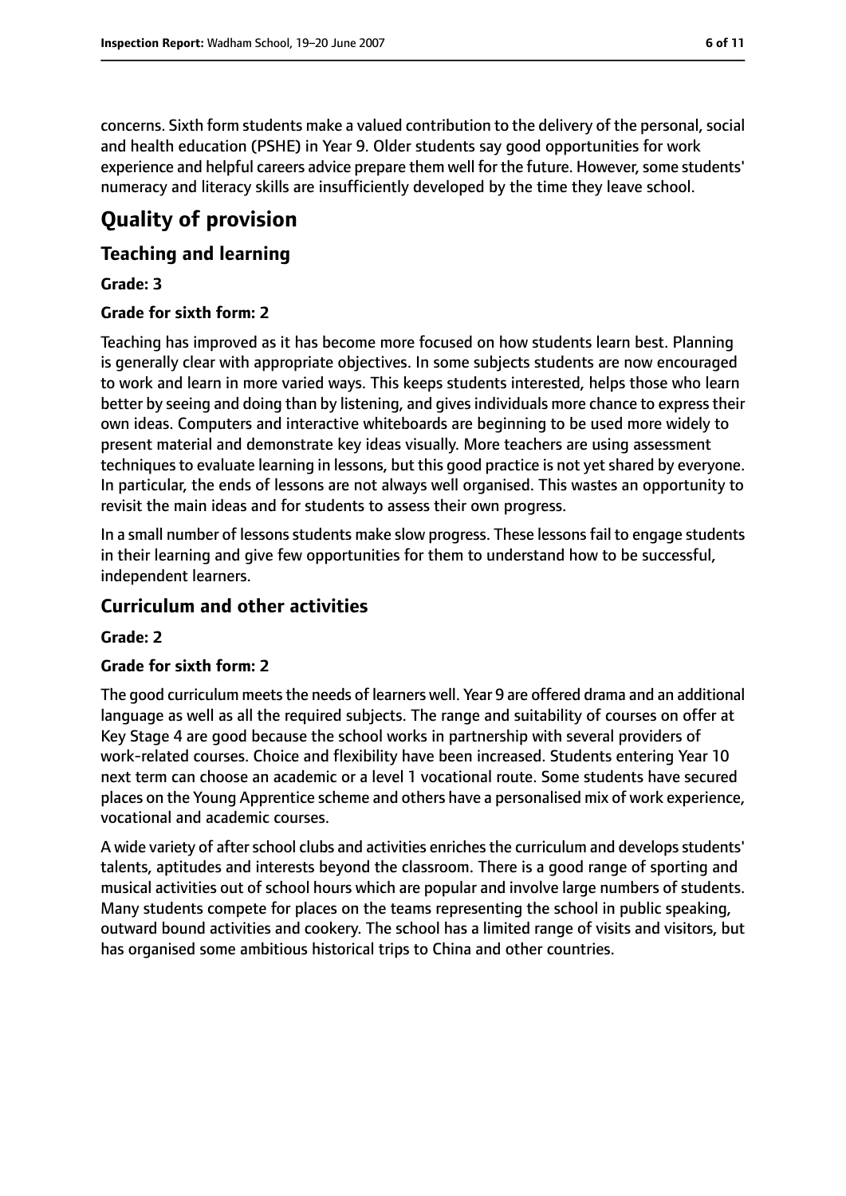concerns. Sixth form students make a valued contribution to the delivery of the personal, social and health education (PSHE) in Year 9. Older students say good opportunities for work experience and helpful careers advice prepare them well for the future. However, some students' numeracy and literacy skills are insufficiently developed by the time they leave school.

# Quality of provision

## Teaching and learning

**Grade: 3**

**Grade for sixth form: 2**

Teaching has improved as it has become more focused on how students learn best. Planning is generally clear with appropriate objectives. In some subjects students are now encouraged to work and learn in more varied ways. This keeps students interested, helps those who learn better by seeing and doing than by listening, and gives individuals more chance to express their own ideas. Computers and interactive whiteboards are beginning to be used more widely to present material and demonstrate key ideas visually. More teachers are using assessment techniques to evaluate learning in lessons, but this good practice is not yet shared by everyone. In particular, the ends of lessons are not always well organised. This wastes an opportunity to revisit the main ideas and for students to assess their own progress.

In a small number of lessons students make slow progress. These lessons fail to engage students in their learning and give few opportunities for them to understand how to be successful, independent learners.

## Curriculum and other activities

**Grade: 2**

**Grade for sixth form: 2**

The good curriculum meets the needs of learners well. Year 9 are offered drama and an additional language as well as all the required subjects. The range and suitability of courses on offer at Key Stage 4 are good because the school works in partnership with several providers of work-related courses. Choice and flexibility have been increased. Students entering Year 10 next term can choose an academic or a level 1 vocational route. Some students have secured places on the Young Apprentice scheme and others have a personalised mix of work experience, vocational and academic courses.

A wide variety of after school clubs and activities enriches the curriculum and develops students' talents, aptitudes and interests beyond the classroom. There is a good range of sporting and musical activities out of school hours which are popular and involve large numbers of students. Many students compete for places on the teams representing the school in public speaking, outward bound activities and cookery. The school has a limited range of visits and visitors, but has organised some ambitious historical trips to China and other countries.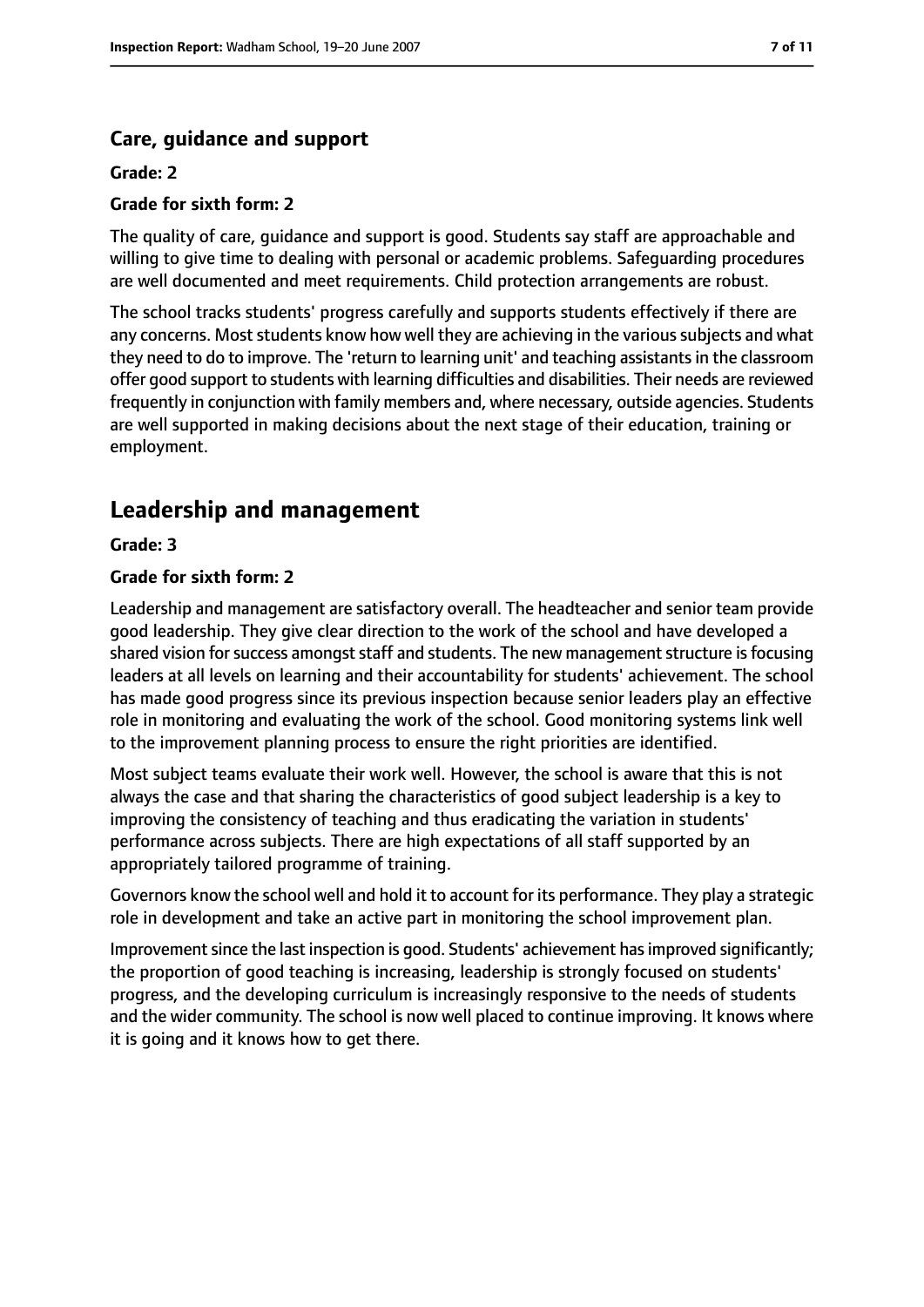### Care, guidance and support

**Grade: 2**

**Grade for sixth form: 2**

The quality of care, guidance and support is good. Students say staff are approachable and willing to give time to dealing with personal or academic problems. Safeguarding procedures are well documented and meet requirements. Child protection arrangements are robust.

The school tracks students' progress carefully and supports students effectively if there are any concerns. Most students know how well they are achieving in the various subjects and what they need to do to improve. The 'return to learning unit' and teaching assistants in the classroom offer good support to students with learning difficulties and disabilities. Their needs are reviewed frequently in conjunction with family members and, where necessary, outside agencies. Students are well supported in making decisions about the next stage of their education, training or employment.

## Leadership and management

**Grade: 3**

**Grade for sixth form: 2**

Leadership and management are satisfactory overall. The headteacher and senior team provide good leadership. They give clear direction to the work of the school and have developed a shared vision for success amongst staff and students. The new management structure is focusing leaders at all levels on learning and their accountability for students' achievement. The school has made good progress since its previous inspection because senior leaders play an effective role in monitoring and evaluating the work of the school. Good monitoring systems link well to the improvement planning process to ensure the right priorities are identified.

Most subject teams evaluate their work well. However, the school is aware that this is not always the case and that sharing the characteristics of good subject leadership is a key to improving the consistency of teaching and thus eradicating the variation in students' performance across subjects. There are high expectations of all staff supported by an appropriately tailored programme of training.

Governors know the school well and hold it to account for its performance. They play a strategic role in development and take an active part in monitoring the school improvement plan.

Improvement since the last inspection is good. Students' achievement has improved significantly; the proportion of good teaching is increasing, leadership is strongly focused on students' progress, and the developing curriculum is increasingly responsive to the needs of students and the wider community. The school is now well placed to continue improving. It knows where it is going and it knows how to get there.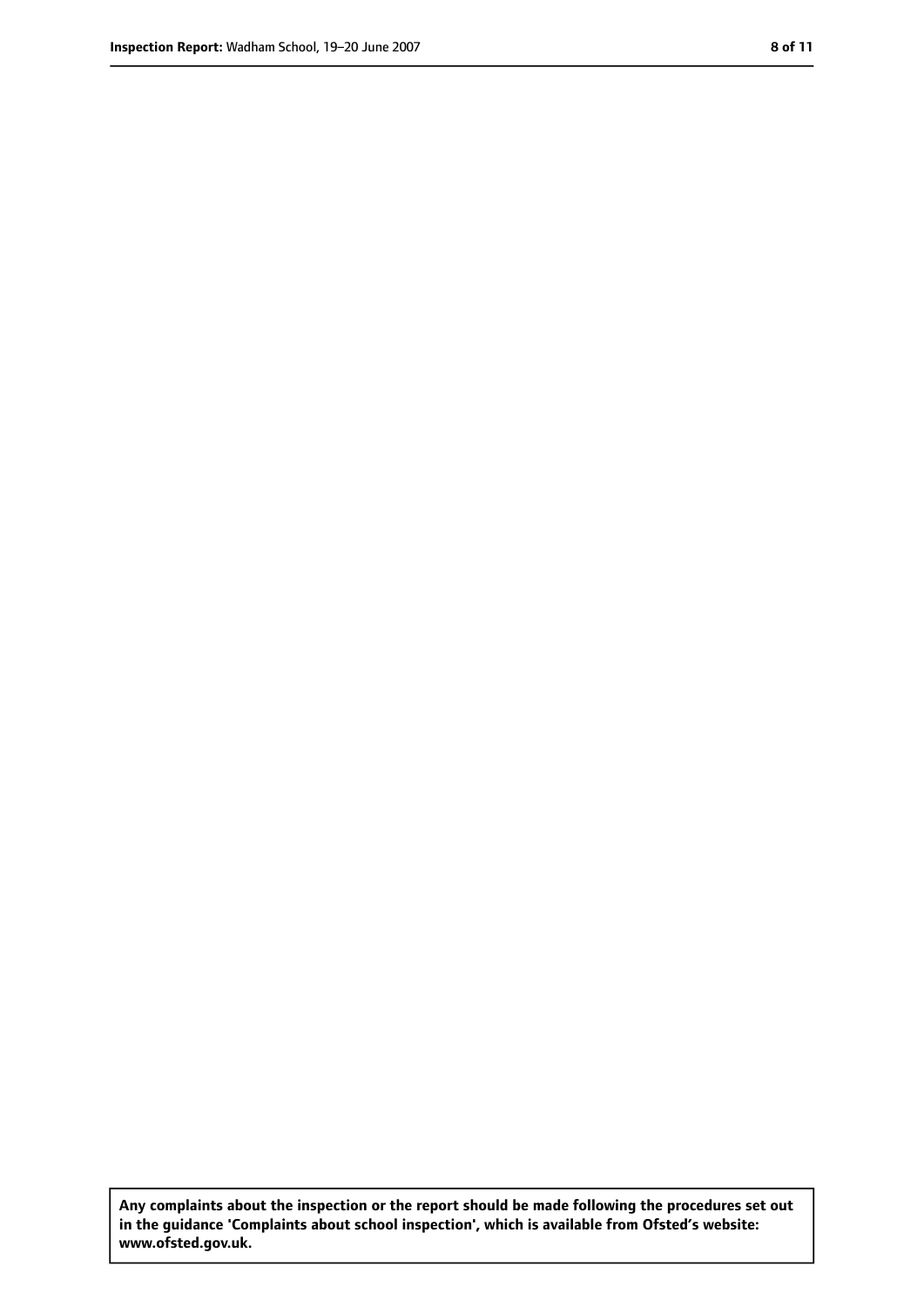**Any complaints about the inspection or the report should be made following the procedures set out in the guidance 'Complaints about school inspection', which is available from Ofsted's website: www.ofsted.gov.uk.**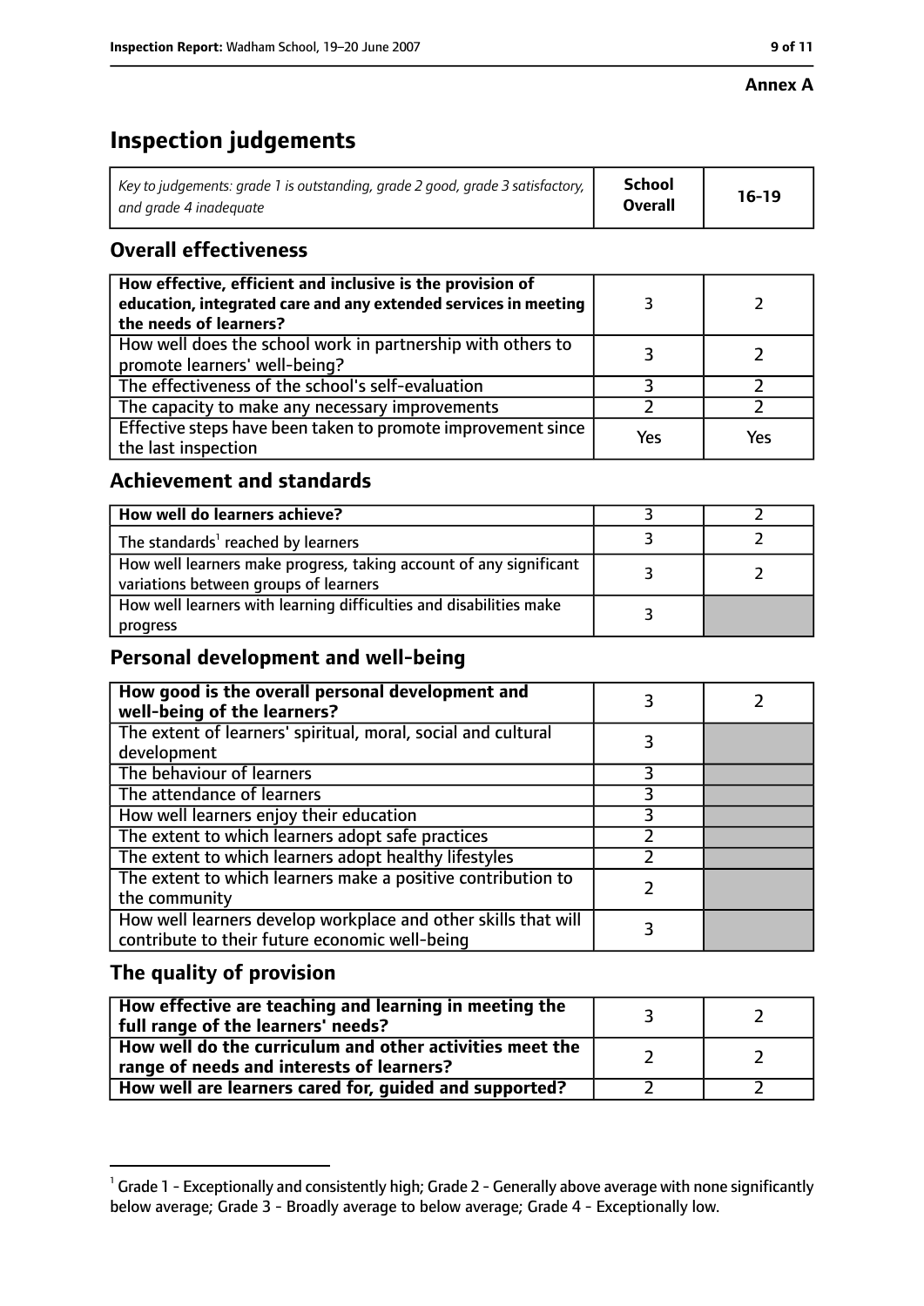**Annex A**

# Inspection judgements

| Key to judgements: grade 1 is outstanding, grade 2 good, grade 3 satisfactory, and grade 4 inadequate | School Overall | 16-19 |
|---|---|---|

## Overall effectiveness

| | | |
|---|---|---|
| **How effective, efficient and inclusive is the provision of education, integrated care and any extended services in meeting the needs of learners?** | 3 | 2 |
| How well does the school work in partnership with others to promote learners' well-being? | 3 | 2 |
| The effectiveness of the school's self-evaluation | 3 | 2 |
| The capacity to make any necessary improvements | 2 | 2 |
| Effective steps have been taken to promote improvement since the last inspection | Yes | Yes |

## Achievement and standards

| | | |
|---|---|---|
| **How well do learners achieve?** | 3 | 2 |
| The standards[1] reached by learners | 3 | 2 |
| How well learners make progress, taking account of any significant variations between groups of learners | 3 | 2 |
| How well learners with learning difficulties and disabilities make progress | 3 | |

## Personal development and well-being

| | | |
|---|---|---|
| **How good is the overall personal development and well-being of the learners?** | 3 | 2 |
| The extent of learners' spiritual, moral, social and cultural development | 3 | |
| The behaviour of learners | 3 | |
| The attendance of learners | 3 | |
| How well learners enjoy their education | 3 | |
| The extent to which learners adopt safe practices | 2 | |
| The extent to which learners adopt healthy lifestyles | 2 | |
| The extent to which learners make a positive contribution to the community | 2 | |
| How well learners develop workplace and other skills that will contribute to their future economic well-being | 3 | |

## The quality of provision

| | | |
|---|---|---|
| **How effective are teaching and learning in meeting the full range of the learners' needs?** | 3 | 2 |
| **How well do the curriculum and other activities meet the range of needs and interests of learners?** | 2 | 2 |
| **How well are learners cared for, guided and supported?** | 2 | 2 |

[1] Grade 1 - Exceptionally and consistently high; Grade 2 - Generally above average with none significantly below average; Grade 3 - Broadly average to below average; Grade 4 - Exceptionally low.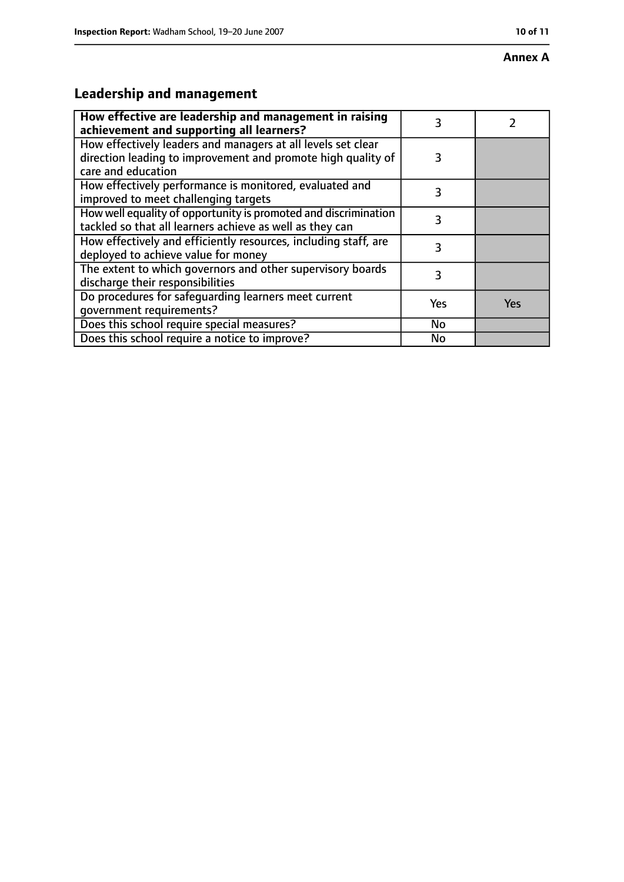**Annex A**

## Leadership and management

| How effective are leadership and management in raising achievement and supporting all learners? | 3 | 2 |
|---|---|---|
| How effectively leaders and managers at all levels set clear direction leading to improvement and promote high quality of care and education | 3 | |
| How effectively performance is monitored, evaluated and improved to meet challenging targets | 3 | |
| How well equality of opportunity is promoted and discrimination tackled so that all learners achieve as well as they can | 3 | |
| How effectively and efficiently resources, including staff, are deployed to achieve value for money | 3 | |
| The extent to which governors and other supervisory boards discharge their responsibilities | 3 | |
| Do procedures for safeguarding learners meet current government requirements? | Yes | Yes |
| Does this school require special measures? | No | |
| Does this school require a notice to improve? | No | |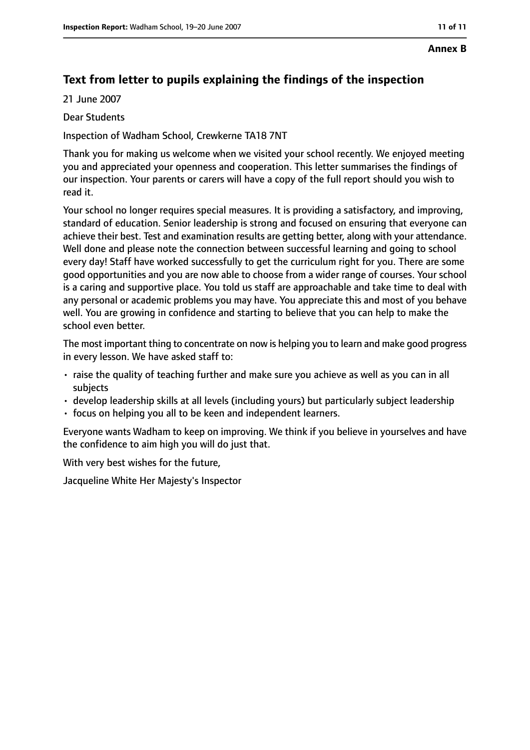**Annex B**

## Text from letter to pupils explaining the findings of the inspection

21 June 2007

Dear Students

Inspection of Wadham School, Crewkerne TA18 7NT

Thank you for making us welcome when we visited your school recently. We enjoyed meeting you and appreciated your openness and cooperation. This letter summarises the findings of our inspection. Your parents or carers will have a copy of the full report should you wish to read it.

Your school no longer requires special measures. It is providing a satisfactory, and improving, standard of education. Senior leadership is strong and focused on ensuring that everyone can achieve their best. Test and examination results are getting better, along with your attendance. Well done and please note the connection between successful learning and going to school every day! Staff have worked successfully to get the curriculum right for you. There are some good opportunities and you are now able to choose from a wider range of courses. Your school is a caring and supportive place. You told us staff are approachable and take time to deal with any personal or academic problems you may have. You appreciate this and most of you behave well. You are growing in confidence and starting to believe that you can help to make the school even better.

The most important thing to concentrate on now is helping you to learn and make good progress in every lesson. We have asked staff to:

- raise the quality of teaching further and make sure you achieve as well as you can in all subjects
- develop leadership skills at all levels (including yours) but particularly subject leadership
- focus on helping you all to be keen and independent learners.

Everyone wants Wadham to keep on improving. We think if you believe in yourselves and have the confidence to aim high you will do just that.

With very best wishes for the future,

Jacqueline White Her Majesty's Inspector